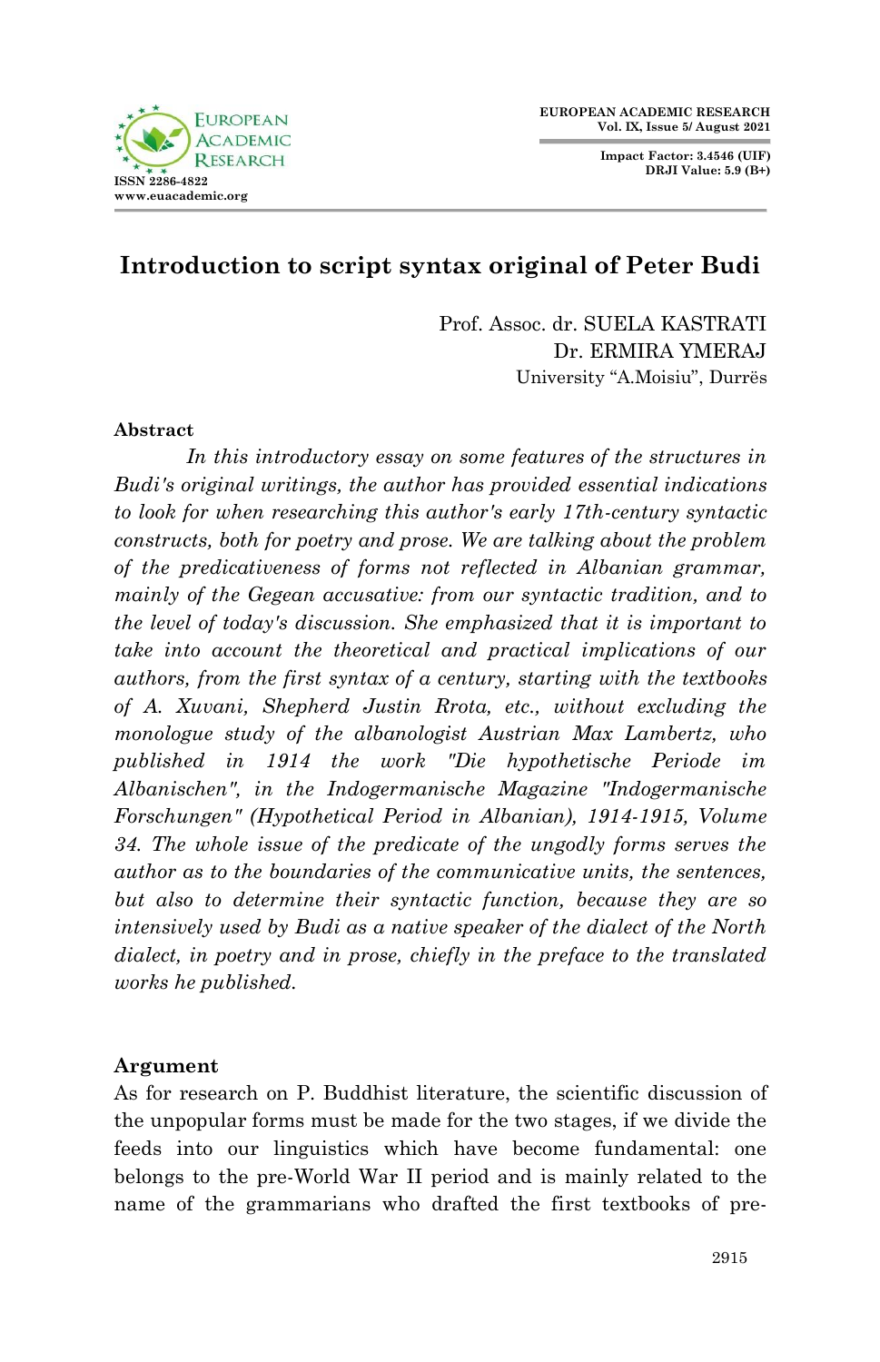# Introduction to script syntax original of Peter Budi

Prof. Assoc. dr. SUELA KASTRATI
Dr. ERMIRA YMERAJ
University "A.Moisiu", Durrës

## Abstract

*In this introductory essay on some features of the structures in Budi's original writings, the author has provided essential indications to look for when researching this author's early 17th-century syntactic constructs, both for poetry and prose. We are talking about the problem of the predicativeness of forms not reflected in Albanian grammar, mainly of the Gegean accusative: from our syntactic tradition, and to the level of today's discussion. She emphasized that it is important to take into account the theoretical and practical implications of our authors, from the first syntax of a century, starting with the textbooks of A. Xuvani, Shepherd Justin Rrota, etc., without excluding the monologue study of the albanologist Austrian Max Lambertz, who published in 1914 the work "Die hypothetische Periode im Albanischen", in the Indogermanische Magazine "Indogermanische Forschungen" (Hypothetical Period in Albanian), 1914-1915, Volume 34. The whole issue of the predicate of the ungodly forms serves the author as to the boundaries of the communicative units, the sentences, but also to determine their syntactic function, because they are so intensively used by Budi as a native speaker of the dialect of the North dialect, in poetry and in prose, chiefly in the preface to the translated works he published.*

## Argument

As for research on P. Buddhist literature, the scientific discussion of the unpopular forms must be made for the two stages, if we divide the feeds into our linguistics which have become fundamental: one belongs to the pre-World War II period and is mainly related to the name of the grammarians who drafted the first textbooks of pre-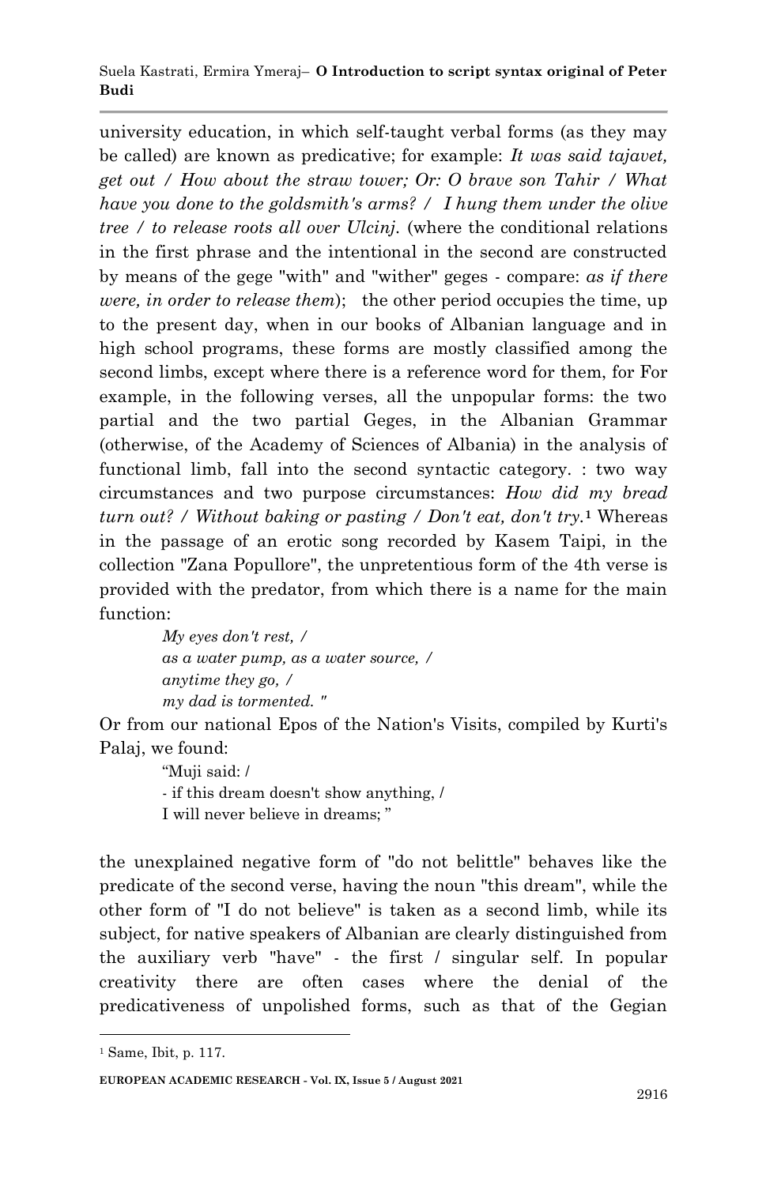university education, in which self-taught verbal forms (as they may be called) are known as predicative; for example: *It was said tajavet, get out / How about the straw tower; Or: O brave son Tahir / What have you done to the goldsmith's arms? / I hung them under the olive tree / to release roots all over Ulcinj.* (where the conditional relations in the first phrase and the intentional in the second are constructed by means of the gege "with" and "wither" geges - compare: *as if there were, in order to release them*); the other period occupies the time, up to the present day, when in our books of Albanian language and in high school programs, these forms are mostly classified among the second limbs, except where there is a reference word for them, for For example, in the following verses, all the unpopular forms: the two partial and the two partial Geges, in the Albanian Grammar (otherwise, of the Academy of Sciences of Albania) in the analysis of functional limb, fall into the second syntactic category. : two way circumstances and two purpose circumstances: *How did my bread turn out? / Without baking or pasting / Don't eat, don't try.*[1] Whereas in the passage of an erotic song recorded by Kasem Taipi, in the collection "Zana Popullore", the unpretentious form of the 4th verse is provided with the predator, from which there is a name for the main function:

> *My eyes don't rest, /*
> *as a water pump, as a water source, /*
> *anytime they go, /*
> *my dad is tormented. "*

Or from our national Epos of the Nation's Visits, compiled by Kurti's Palaj, we found:

> "Muji said: /
> - if this dream doesn't show anything, /
> I will never believe in dreams; "

the unexplained negative form of "do not belittle" behaves like the predicate of the second verse, having the noun "this dream", while the other form of "I do not believe" is taken as a second limb, while its subject, for native speakers of Albanian are clearly distinguished from the auxiliary verb "have" - the first / singular self. In popular creativity there are often cases where the denial of the predicativeness of unpolished forms, such as that of the Gegian

---

[1] Same, Ibit, p. 117.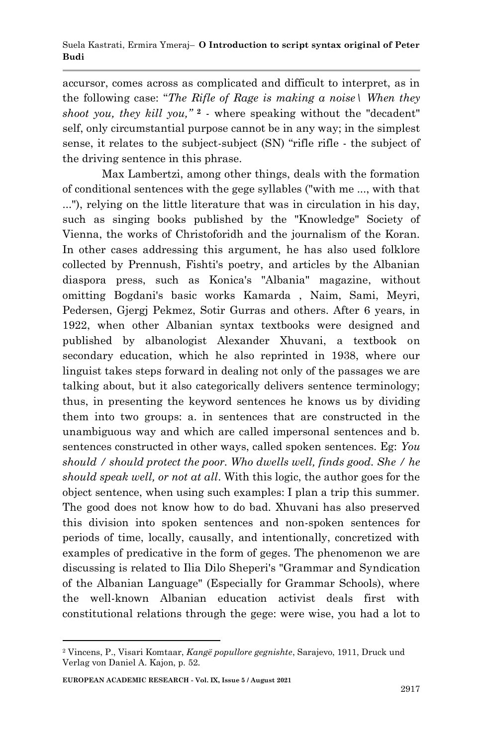accursor, comes across as complicated and difficult to interpret, as in the following case: "*The Rifle of Rage is making a noise\ When they shoot you, they kill you,"* [2] - where speaking without the "decadent" self, only circumstantial purpose cannot be in any way; in the simplest sense, it relates to the subject-subject (SN) "rifle rifle - the subject of the driving sentence in this phrase.

Max Lambertzi, among other things, deals with the formation of conditional sentences with the gege syllables ("with me ..., with that ..."), relying on the little literature that was in circulation in his day, such as singing books published by the "Knowledge" Society of Vienna, the works of Christoforidh and the journalism of the Koran. In other cases addressing this argument, he has also used folklore collected by Prennush, Fishti's poetry, and articles by the Albanian diaspora press, such as Konica's "Albania" magazine, without omitting Bogdani's basic works Kamarda , Naim, Sami, Meyri, Pedersen, Gjergj Pekmez, Sotir Gurras and others. After 6 years, in 1922, when other Albanian syntax textbooks were designed and published by albanologist Alexander Xhuvani, a textbook on secondary education, which he also reprinted in 1938, where our linguist takes steps forward in dealing not only of the passages we are talking about, but it also categorically delivers sentence terminology; thus, in presenting the keyword sentences he knows us by dividing them into two groups: a. in sentences that are constructed in the unambiguous way and which are called impersonal sentences and b. sentences constructed in other ways, called spoken sentences. Eg: *You should / should protect the poor. Who dwells well, finds good. She / he should speak well, or not at all*. With this logic, the author goes for the object sentence, when using such examples: I plan a trip this summer. The good does not know how to do bad. Xhuvani has also preserved this division into spoken sentences and non-spoken sentences for periods of time, locally, causally, and intentionally, concretized with examples of predicative in the form of geges. The phenomenon we are discussing is related to Ilia Dilo Sheperi's "Grammar and Syndication of the Albanian Language" (Especially for Grammar Schools), where the well-known Albanian education activist deals first with constitutional relations through the gege: were wise, you had a lot to

---

[2] Vincens, P., Visari Komtaar, *Kangë popullore gegnishte*, Sarajevo, 1911, Druck und Verlag von Daniel A. Kajon, p. 52.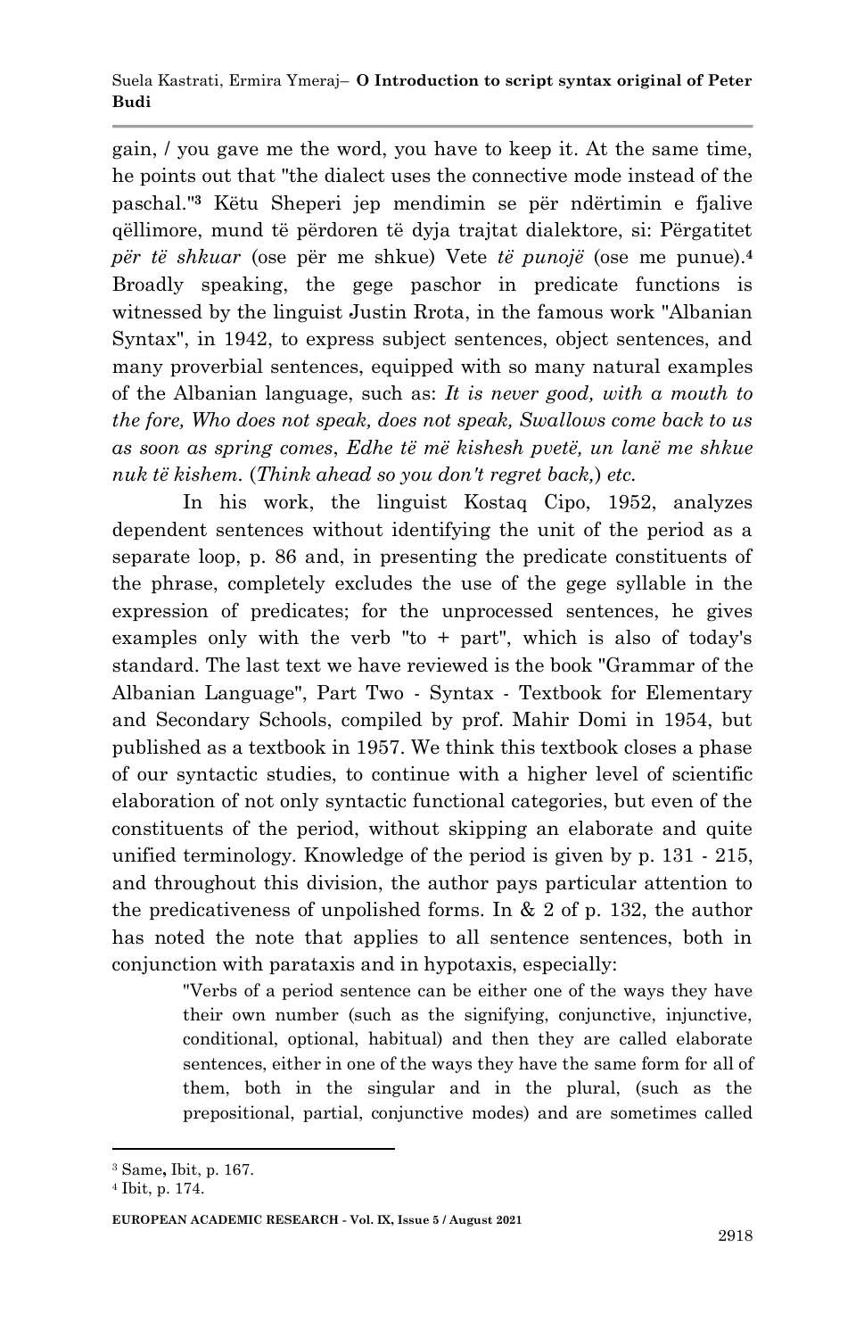gain, / you gave me the word, you have to keep it. At the same time, he points out that "the dialect uses the connective mode instead of the paschal."[3] Këtu Sheperi jep mendimin se për ndërtimin e fjalive qëllimore, mund të përdoren të dyja trajtat dialektore, si: Përgatitet *për të shkuar* (ose për me shkue) Vete *të punojë* (ose me punue).[4] Broadly speaking, the gege paschor in predicate functions is witnessed by the linguist Justin Rrota, in the famous work "Albanian Syntax", in 1942, to express subject sentences, object sentences, and many proverbial sentences, equipped with so many natural examples of the Albanian language, such as: ***It is never good, with a mouth to the fore, Who does not speak, does not speak, Swallows come back to us as soon as spring comes***, ***Edhe të më kishesh pvetë, un lanë me shkue nuk të kishem.*** (***Think ahead so you don't regret back,***) *etc.*

In his work, the linguist Kostaq Cipo, 1952, analyzes dependent sentences without identifying the unit of the period as a separate loop, p. 86 and, in presenting the predicate constituents of the phrase, completely excludes the use of the gege syllable in the expression of predicates; for the unprocessed sentences, he gives examples only with the verb "to + part", which is also of today's standard. The last text we have reviewed is the book "Grammar of the Albanian Language", Part Two - Syntax - Textbook for Elementary and Secondary Schools, compiled by prof. Mahir Domi in 1954, but published as a textbook in 1957. We think this textbook closes a phase of our syntactic studies, to continue with a higher level of scientific elaboration of not only syntactic functional categories, but even of the constituents of the period, without skipping an elaborate and quite unified terminology. Knowledge of the period is given by p. 131 - 215, and throughout this division, the author pays particular attention to the predicativeness of unpolished forms. In & 2 of p. 132, the author has noted the note that applies to all sentence sentences, both in conjunction with parataxis and in hypotaxis, especially:

> "Verbs of a period sentence can be either one of the ways they have their own number (such as the signifying, conjunctive, injunctive, conditional, optional, habitual) and then they are called elaborate sentences, either in one of the ways they have the same form for all of them, both in the singular and in the plural, (such as the prepositional, partial, conjunctive modes) and are sometimes called

---

[3] Same, Ibit, p. 167.

[4] Ibit, p. 174.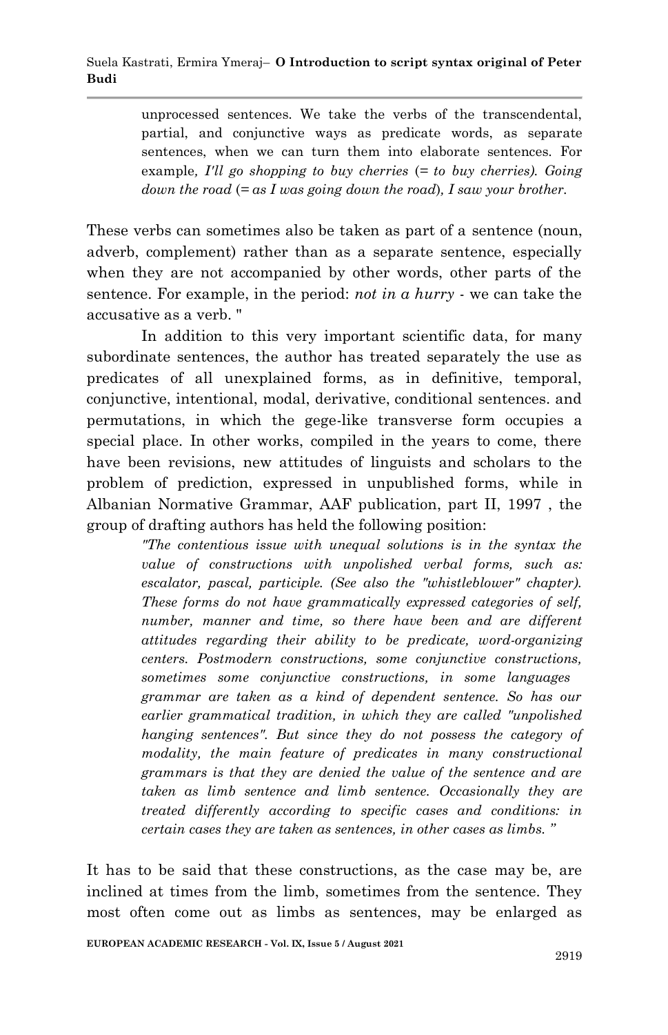> unprocessed sentences. We take the verbs of the transcendental, partial, and conjunctive ways as predicate words, as separate sentences, when we can turn them into elaborate sentences. For example*, I'll go shopping to buy cherries* (= *to buy cherries*)*. Going down the road* (= *as I was going down the road*)*, I saw your brother.*

These verbs can sometimes also be taken as part of a sentence (noun, adverb, complement) rather than as a separate sentence, especially when they are not accompanied by other words, other parts of the sentence. For example, in the period: *not in a hurry* - we can take the accusative as a verb. "

In addition to this very important scientific data, for many subordinate sentences, the author has treated separately the use as predicates of all unexplained forms, as in definitive, temporal, conjunctive, intentional, modal, derivative, conditional sentences. and permutations, in which the gege-like transverse form occupies a special place. In other works, compiled in the years to come, there have been revisions, new attitudes of linguists and scholars to the problem of prediction, expressed in unpublished forms, while in Albanian Normative Grammar, AAF publication, part II, 1997 , the group of drafting authors has held the following position:

> *"The contentious issue with unequal solutions is in the syntax the value of constructions with unpolished verbal forms, such as: escalator, pascal, participle. (See also the "whistleblower" chapter). These forms do not have grammatically expressed categories of self, number, manner and time, so there have been and are different attitudes regarding their ability to be predicate, word-organizing centers. Postmodern constructions, some conjunctive constructions, sometimes some conjunctive constructions, in some languages grammar are taken as a kind of dependent sentence. So has our earlier grammatical tradition, in which they are called "unpolished hanging sentences". But since they do not possess the category of modality, the main feature of predicates in many constructional grammars is that they are denied the value of the sentence and are taken as limb sentence and limb sentence. Occasionally they are treated differently according to specific cases and conditions: in certain cases they are taken as sentences, in other cases as limbs. "*

It has to be said that these constructions, as the case may be, are inclined at times from the limb, sometimes from the sentence. They most often come out as limbs as sentences, may be enlarged as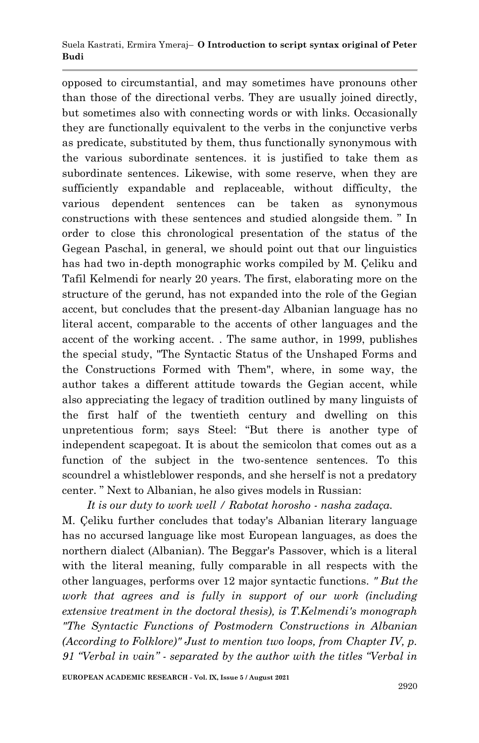opposed to circumstantial, and may sometimes have pronouns other than those of the directional verbs. They are usually joined directly, but sometimes also with connecting words or with links. Occasionally they are functionally equivalent to the verbs in the conjunctive verbs as predicate, substituted by them, thus functionally synonymous with the various subordinate sentences. it is justified to take them as subordinate sentences. Likewise, with some reserve, when they are sufficiently expandable and replaceable, without difficulty, the various dependent sentences can be taken as synonymous constructions with these sentences and studied alongside them. " In order to close this chronological presentation of the status of the Gegean Paschal, in general, we should point out that our linguistics has had two in-depth monographic works compiled by M. Çeliku and Tafil Kelmendi for nearly 20 years. The first, elaborating more on the structure of the gerund, has not expanded into the role of the Gegian accent, but concludes that the present-day Albanian language has no literal accent, comparable to the accents of other languages and the accent of the working accent. . The same author, in 1999, publishes the special study, "The Syntactic Status of the Unshaped Forms and the Constructions Formed with Them", where, in some way, the author takes a different attitude towards the Gegian accent, while also appreciating the legacy of tradition outlined by many linguists of the first half of the twentieth century and dwelling on this unpretentious form; says Steel: "But there is another type of independent scapegoat. It is about the semicolon that comes out as a function of the subject in the two-sentence sentences. To this scoundrel a whistleblower responds, and she herself is not a predatory center. " Next to Albanian, he also gives models in Russian:

*It is our duty to work well / Rabotat horosho - nasha zadaça.*

M. Çeliku further concludes that today's Albanian literary language has no accursed language like most European languages, as does the northern dialect (Albanian). The Beggar's Passover, which is a literal with the literal meaning, fully comparable in all respects with the other languages, performs over 12 major syntactic functions. *" But the work that agrees and is fully in support of our work (including extensive treatment in the doctoral thesis), is T.Kelmendi's monograph "The Syntactic Functions of Postmodern Constructions in Albanian (According to Folklore)" Just to mention two loops, from Chapter IV, p. 91 "Verbal in vain" - separated by the author with the titles "Verbal in*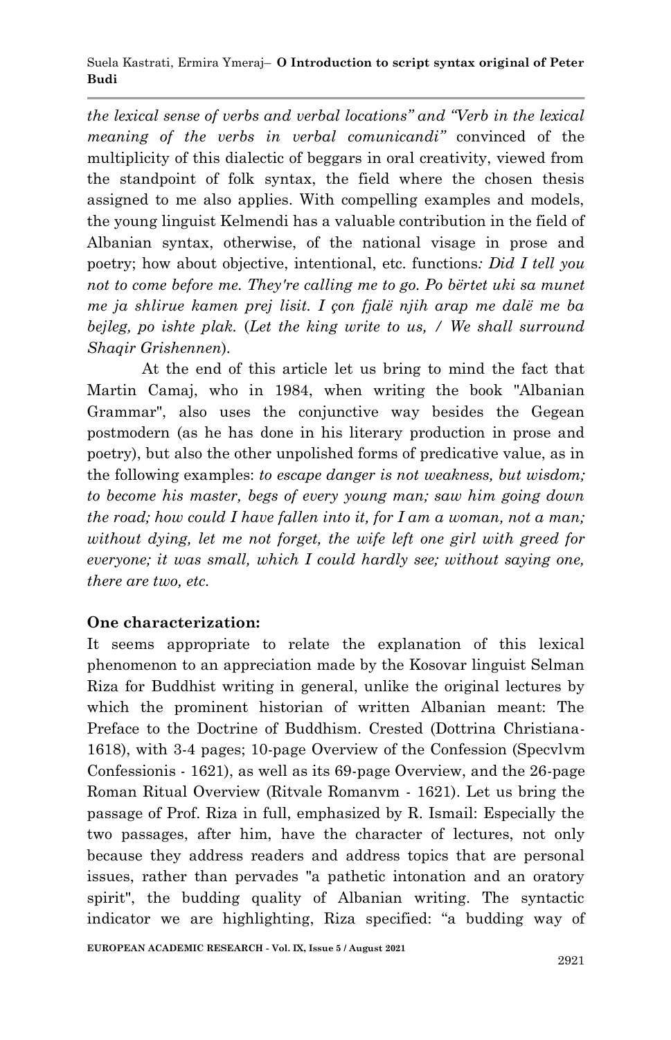*the lexical sense of verbs and verbal locations" and "Verb in the lexical meaning of the verbs in verbal comunicandi"* convinced of the multiplicity of this dialectic of beggars in oral creativity, viewed from the standpoint of folk syntax, the field where the chosen thesis assigned to me also applies. With compelling examples and models, the young linguist Kelmendi has a valuable contribution in the field of Albanian syntax, otherwise, of the national visage in prose and poetry; how about objective, intentional, etc. functions*: Did I tell you not to come before me. They're calling me to go. Po bërtet uki sa munet me ja shlirue kamen prej lisit. I çon fjalë njih arap me dalë me ba bejleg, po ishte plak.* (*Let the king write to us, / We shall surround Shaqir Grishennen*).

At the end of this article let us bring to mind the fact that Martin Camaj, who in 1984, when writing the book "Albanian Grammar", also uses the conjunctive way besides the Gegean postmodern (as he has done in his literary production in prose and poetry), but also the other unpolished forms of predicative value, as in the following examples: *to escape danger is not weakness, but wisdom; to become his master, begs of every young man; saw him going down the road; how could I have fallen into it, for I am a woman, not a man; without dying, let me not forget, the wife left one girl with greed for everyone; it was small, which I could hardly see; without saying one, there are two, etc.*

**One characterization:**

It seems appropriate to relate the explanation of this lexical phenomenon to an appreciation made by the Kosovar linguist Selman Riza for Buddhist writing in general, unlike the original lectures by which the prominent historian of written Albanian meant: The Preface to the Doctrine of Buddhism. Crested (Dottrina Christiana-1618), with 3-4 pages; 10-page Overview of the Confession (Specvlvm Confessionis - 1621), as well as its 69-page Overview, and the 26-page Roman Ritual Overview (Ritvale Romanvm - 1621). Let us bring the passage of Prof. Riza in full, emphasized by R. Ismail: Especially the two passages, after him, have the character of lectures, not only because they address readers and address topics that are personal issues, rather than pervades "a pathetic intonation and an oratory spirit", the budding quality of Albanian writing. The syntactic indicator we are highlighting, Riza specified: "a budding way of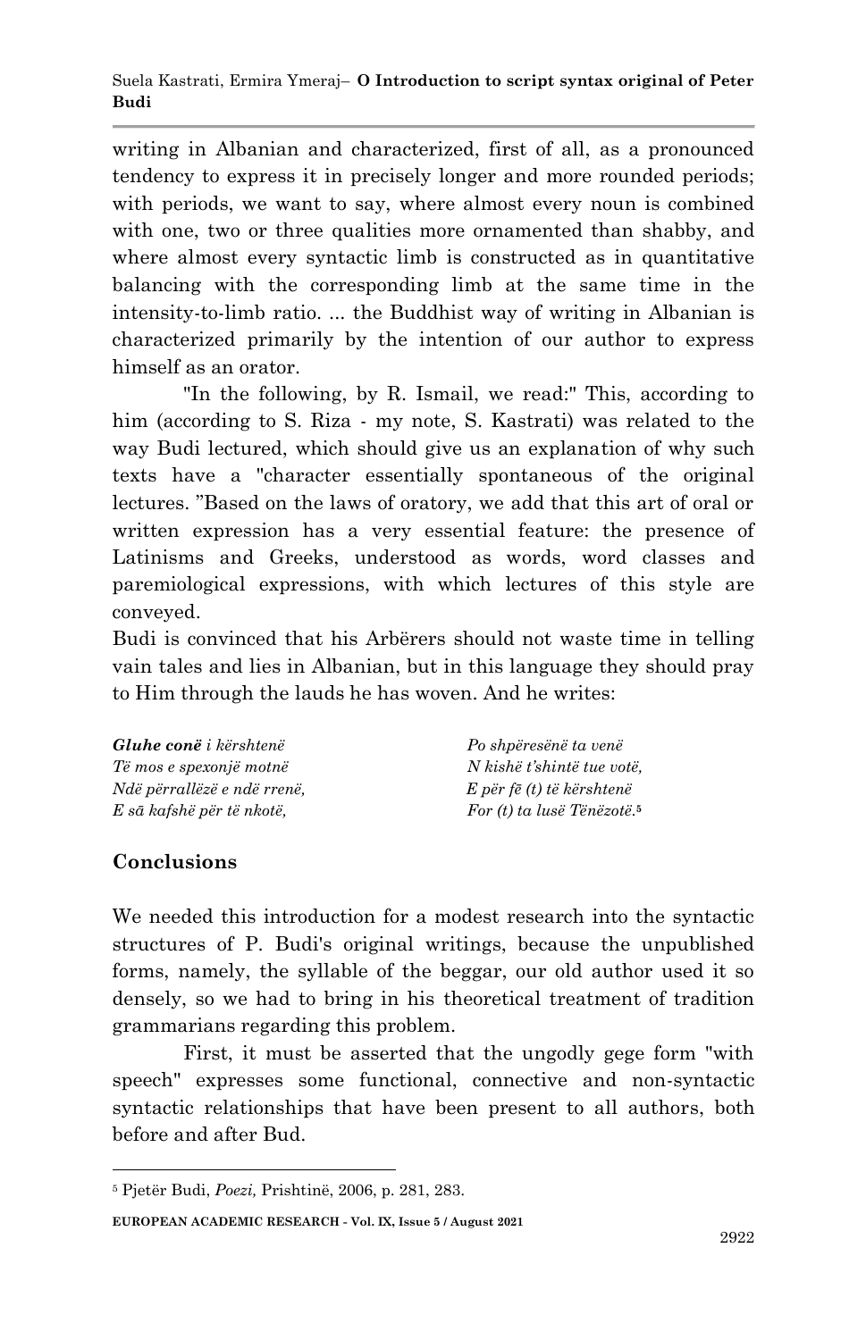writing in Albanian and characterized, first of all, as a pronounced tendency to express it in precisely longer and more rounded periods; with periods, we want to say, where almost every noun is combined with one, two or three qualities more ornamented than shabby, and where almost every syntactic limb is constructed as in quantitative balancing with the corresponding limb at the same time in the intensity-to-limb ratio. ... the Buddhist way of writing in Albanian is characterized primarily by the intention of our author to express himself as an orator.

"In the following, by R. Ismail, we read:" This, according to him (according to S. Riza - my note, S. Kastrati) was related to the way Budi lectured, which should give us an explanation of why such texts have a "character essentially spontaneous of the original lectures. "Based on the laws of oratory, we add that this art of oral or written expression has a very essential feature: the presence of Latinisms and Greeks, understood as words, word classes and paremiological expressions, with which lectures of this style are conveyed.

Budi is convinced that his Arbërers should not waste time in telling vain tales and lies in Albanian, but in this language they should pray to Him through the lauds he has woven. And he writes:

***Gluhe conë*** *i kërshtenë*
*Të mos e spexonjë motnë*
*Ndë përrallëzë e ndë rrenë,*
*E sā kafshë për të nkotë,*

*Po shpëresënë ta venë*
*N kishë t'shintë tue votë,*
*E për fē (t) të kërshtenë*
*For (t) ta lusë Tënëzotë.*[5]

## Conclusions

We needed this introduction for a modest research into the syntactic structures of P. Budi's original writings, because the unpublished forms, namely, the syllable of the beggar, our old author used it so densely, so we had to bring in his theoretical treatment of tradition grammarians regarding this problem.

First, it must be asserted that the ungodly gege form "with speech" expresses some functional, connective and non-syntactic syntactic relationships that have been present to all authors, both before and after Bud.

---

[5] Pjetër Budi, *Poezi,* Prishtinë, 2006, p. 281, 283.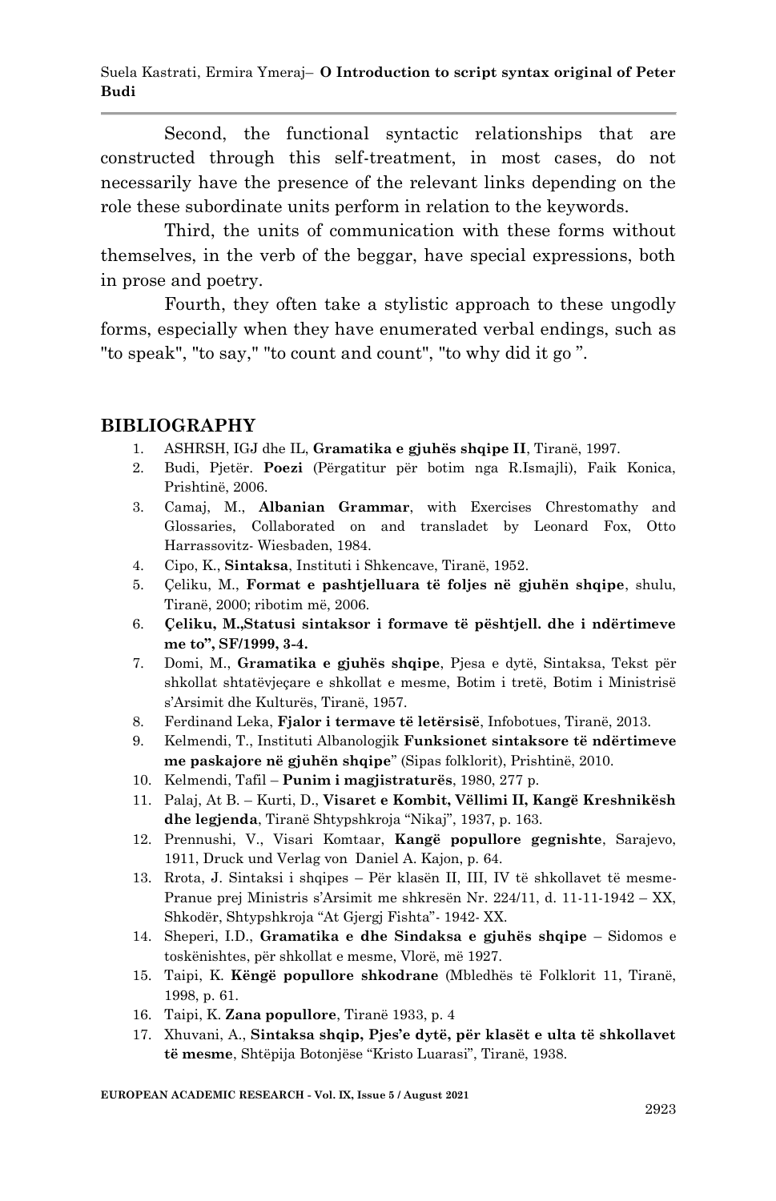Second, the functional syntactic relationships that are constructed through this self-treatment, in most cases, do not necessarily have the presence of the relevant links depending on the role these subordinate units perform in relation to the keywords.

Third, the units of communication with these forms without themselves, in the verb of the beggar, have special expressions, both in prose and poetry.

Fourth, they often take a stylistic approach to these ungodly forms, especially when they have enumerated verbal endings, such as "to speak", "to say," "to count and count", "to why did it go ".

## BIBLIOGRAPHY

1. ASHRSH, IGJ dhe IL, **Gramatika e gjuhës shqipe II**, Tiranë, 1997.
2. Budi, Pjetër. **Poezi** (Përgatitur për botim nga R.Ismajli), Faik Konica, Prishtinë, 2006.
3. Camaj, M., **Albanian Grammar**, with Exercises Chrestomathy and Glossaries, Collaborated on and transladet by Leonard Fox, Otto Harrassovitz- Wiesbaden, 1984.
4. Cipo, K., **Sintaksa**, Instituti i Shkencave, Tiranë, 1952.
5. Çeliku, M., **Format e pashtjelluara të foljes në gjuhën shqipe**, shulu, Tiranë, 2000; ribotim më, 2006.
6. **Çeliku, M.„Statusi sintaksor i formave të pështjell. dhe i ndërtimeve me to", SF/1999, 3-4.**
7. Domi, M., **Gramatika e gjuhës shqipe**, Pjesa e dytë, Sintaksa, Tekst për shkollat shtatëvjeçare e shkollat e mesme, Botim i tretë, Botim i Ministrisë s'Arsimit dhe Kulturës, Tiranë, 1957.
8. Ferdinand Leka, **Fjalor i termave të letërsisë**, Infobotues, Tiranë, 2013.
9. Kelmendi, T., Instituti Albanologjik **Funksionet sintaksore të ndërtimeve me paskajore në gjuhën shqipe**" (Sipas folklorit), Prishtinë, 2010.
10. Kelmendi, Tafil – **Punim i magjistraturës**, 1980, 277 p.
11. Palaj, At B. – Kurti, D., **Visaret e Kombit, Vëllimi II, Kangë Kreshnikësh dhe legjenda**, Tiranë Shtypshkroja "Nikaj", 1937, p. 163.
12. Prennushi, V., Visari Komtaar, **Kangë popullore gegnishte**, Sarajevo, 1911, Druck und Verlag von Daniel A. Kajon, p. 64.
13. Rrota, J. Sintaksi i shqipes – Për klasën II, III, IV të shkollavet të mesme- Pranue prej Ministris s'Arsimit me shkresën Nr. 224/11, d. 11-11-1942 – XX, Shkodër, Shtypshkroja "At Gjergj Fishta"- 1942- XX.
14. Sheperi, I.D., **Gramatika e dhe Sindaksa e gjuhës shqipe** – Sidomos e toskënishtes, për shkollat e mesme, Vlorë, më 1927.
15. Taipi, K. **Këngë popullore shkodrane** (Mbledhës të Folklorit 11, Tiranë, 1998, p. 61.
16. Taipi, K. **Zana popullore**, Tiranë 1933, p. 4
17. Xhuvani, A., **Sintaksa shqip, Pjes'e dytë, për klasët e ulta të shkollavet të mesme**, Shtëpija Botonjëse "Kristo Luarasi", Tiranë, 1938.